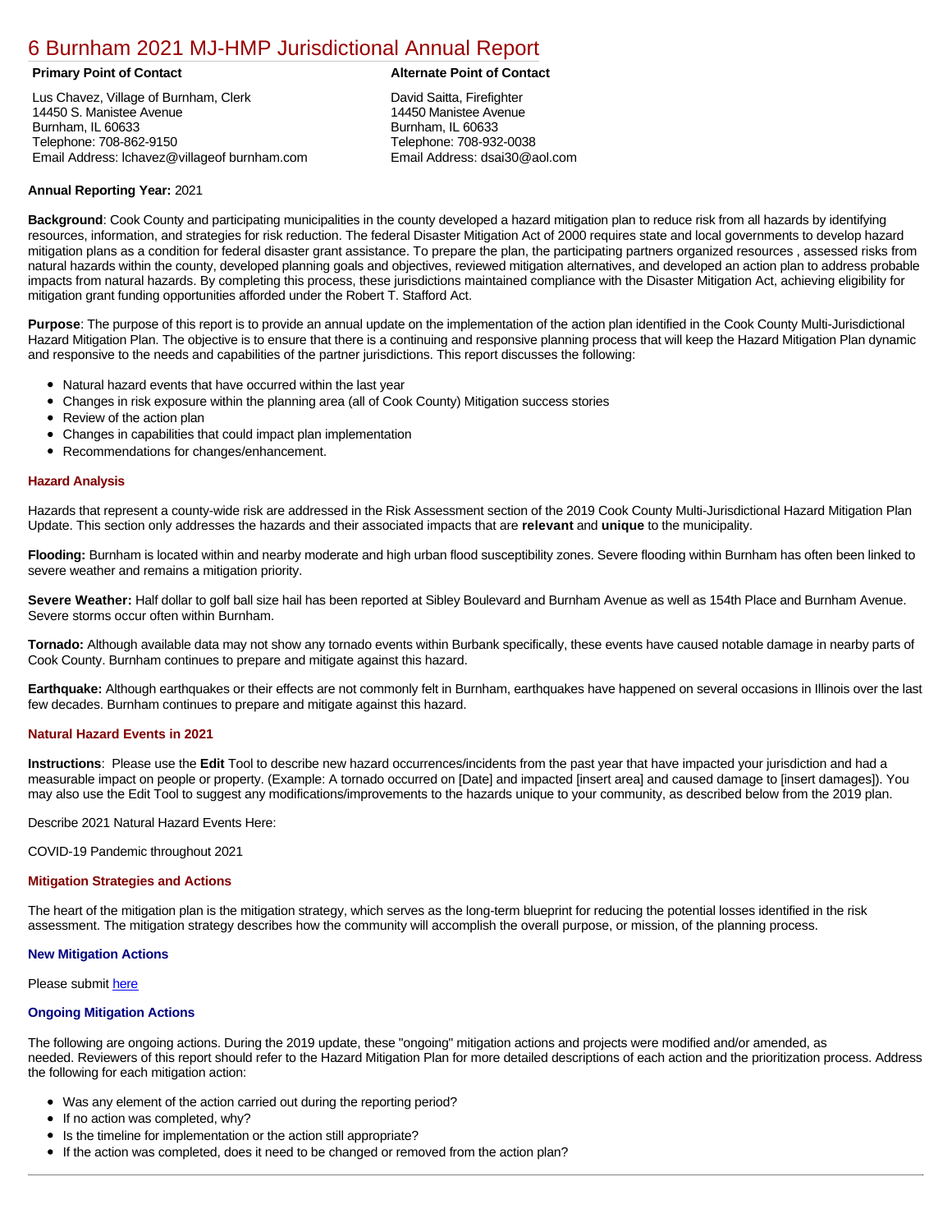# 6 Burnham 2021 MJ-HMP Jurisdictional Annual Report

**Primary Point of Contact**

Lus Chavez, Village of Burnham, Clerk
14450 S. Manistee Avenue
Burnham, IL 60633
Telephone: 708-862-9150
Email Address: lchavez@villageof burnham.com

**Alternate Point of Contact**

David Saitta, Firefighter
14450 Manistee Avenue
Burnham, IL 60633
Telephone: 708-932-0038
Email Address: dsai30@aol.com

**Annual Reporting Year:** 2021

**Background**: Cook County and participating municipalities in the county developed a hazard mitigation plan to reduce risk from all hazards by identifying resources, information, and strategies for risk reduction. The federal Disaster Mitigation Act of 2000 requires state and local governments to develop hazard mitigation plans as a condition for federal disaster grant assistance. To prepare the plan, the participating partners organized resources , assessed risks from natural hazards within the county, developed planning goals and objectives, reviewed mitigation alternatives, and developed an action plan to address probable impacts from natural hazards. By completing this process, these jurisdictions maintained compliance with the Disaster Mitigation Act, achieving eligibility for mitigation grant funding opportunities afforded under the Robert T. Stafford Act.

**Purpose**: The purpose of this report is to provide an annual update on the implementation of the action plan identified in the Cook County Multi-Jurisdictional Hazard Mitigation Plan. The objective is to ensure that there is a continuing and responsive planning process that will keep the Hazard Mitigation Plan dynamic and responsive to the needs and capabilities of the partner jurisdictions. This report discusses the following:

- Natural hazard events that have occurred within the last year
- Changes in risk exposure within the planning area (all of Cook County) Mitigation success stories
- Review of the action plan
- Changes in capabilities that could impact plan implementation
- Recommendations for changes/enhancement.

### Hazard Analysis

Hazards that represent a county-wide risk are addressed in the Risk Assessment section of the 2019 Cook County Multi-Jurisdictional Hazard Mitigation Plan Update. This section only addresses the hazards and their associated impacts that are **relevant** and **unique** to the municipality.

**Flooding:** Burnham is located within and nearby moderate and high urban flood susceptibility zones. Severe flooding within Burnham has often been linked to severe weather and remains a mitigation priority.

**Severe Weather:** Half dollar to golf ball size hail has been reported at Sibley Boulevard and Burnham Avenue as well as 154th Place and Burnham Avenue. Severe storms occur often within Burnham.

**Tornado:** Although available data may not show any tornado events within Burbank specifically, these events have caused notable damage in nearby parts of Cook County. Burnham continues to prepare and mitigate against this hazard.

**Earthquake:** Although earthquakes or their effects are not commonly felt in Burnham, earthquakes have happened on several occasions in Illinois over the last few decades. Burnham continues to prepare and mitigate against this hazard.

### Natural Hazard Events in 2021

**Instructions**: Please use the **Edit** Tool to describe new hazard occurrences/incidents from the past year that have impacted your jurisdiction and had a measurable impact on people or property. (Example: A tornado occurred on [Date] and impacted [insert area] and caused damage to [insert damages]). You may also use the Edit Tool to suggest any modifications/improvements to the hazards unique to your community, as described below from the 2019 plan.

Describe 2021 Natural Hazard Events Here:

COVID-19 Pandemic throughout 2021

### Mitigation Strategies and Actions

The heart of the mitigation plan is the mitigation strategy, which serves as the long-term blueprint for reducing the potential losses identified in the risk assessment. The mitigation strategy describes how the community will accomplish the overall purpose, or mission, of the planning process.

#### New Mitigation Actions

Please submit [here]

#### Ongoing Mitigation Actions

The following are ongoing actions. During the 2019 update, these "ongoing" mitigation actions and projects were modified and/or amended, as needed. Reviewers of this report should refer to the Hazard Mitigation Plan for more detailed descriptions of each action and the prioritization process. Address the following for each mitigation action:

- Was any element of the action carried out during the reporting period?
- If no action was completed, why?
- Is the timeline for implementation or the action still appropriate?
- If the action was completed, does it need to be changed or removed from the action plan?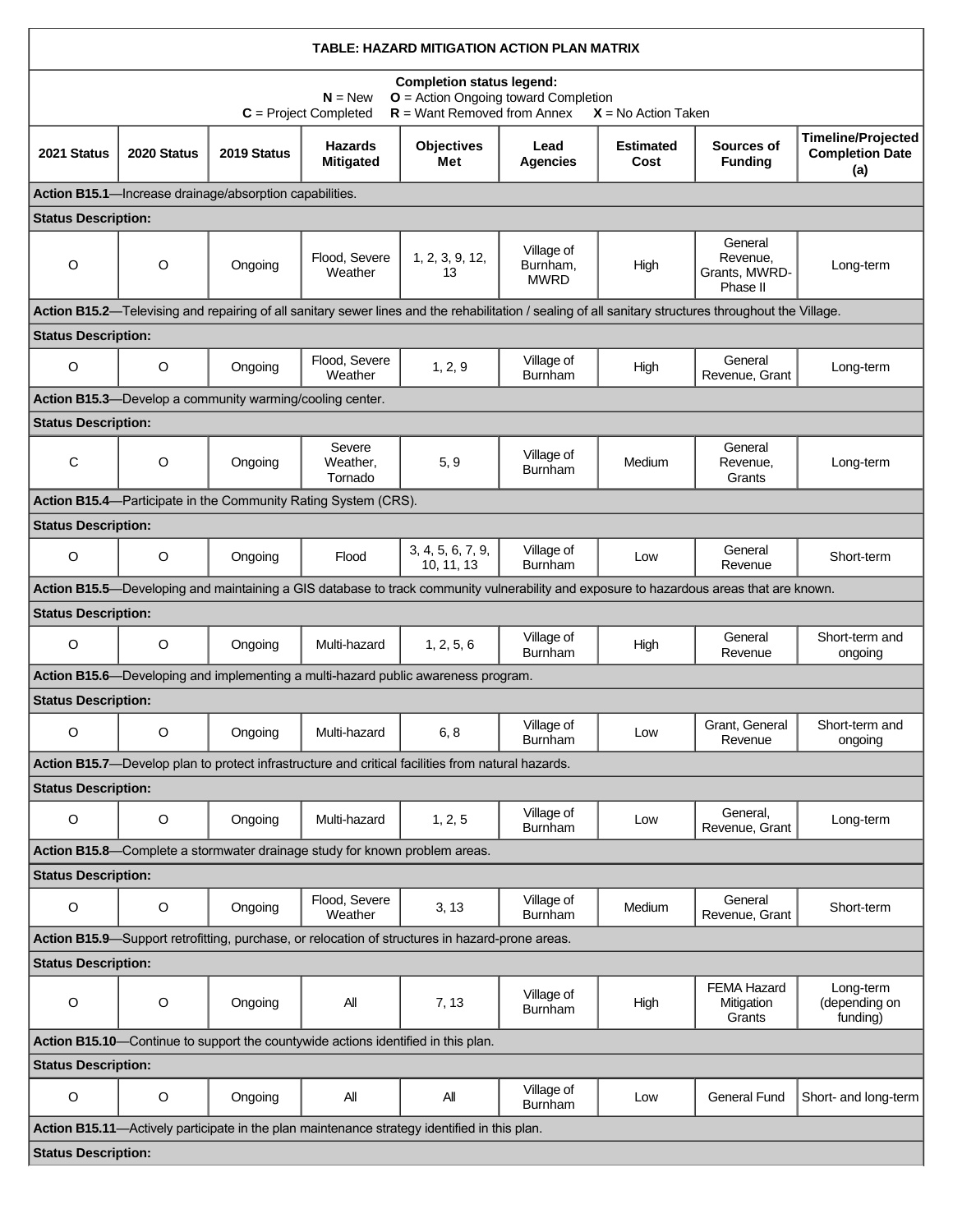| TABLE: HAZARD MITIGATION ACTION PLAN MATRIX | | | | | | | | |
|---|---|---|---|---|---|---|---|---|
| **Completion status legend:** **N** = New **O** = Action Ongoing toward Completion **C** = Project Completed **R** = Want Removed from Annex **X** = No Action Taken | | | | | | | | |
| **2021 Status** | **2020 Status** | **2019 Status** | **Hazards Mitigated** | **Objectives Met** | **Lead Agencies** | **Estimated Cost** | **Sources of Funding** | **Timeline/Projected Completion Date (a)** |
| **Action B15.1**—Increase drainage/absorption capabilities. | | | | | | | | |
| **Status Description:** | | | | | | | | |
| O | O | Ongoing | Flood, Severe Weather | 1, 2, 3, 9, 12, 13 | Village of Burnham, MWRD | High | General Revenue, Grants, MWRD-Phase II | Long-term |
| **Action B15.2**—Televising and repairing of all sanitary sewer lines and the rehabilitation / sealing of all sanitary structures throughout the Village. | | | | | | | | |
| **Status Description:** | | | | | | | | |
| O | O | Ongoing | Flood, Severe Weather | 1, 2, 9 | Village of Burnham | High | General Revenue, Grant | Long-term |
| **Action B15.3**—Develop a community warming/cooling center. | | | | | | | | |
| **Status Description:** | | | | | | | | |
| C | O | Ongoing | Severe Weather, Tornado | 5, 9 | Village of Burnham | Medium | General Revenue, Grants | Long-term |
| **Action B15.4**—Participate in the Community Rating System (CRS). | | | | | | | | |
| **Status Description:** | | | | | | | | |
| O | O | Ongoing | Flood | 3, 4, 5, 6, 7, 9, 10, 11, 13 | Village of Burnham | Low | General Revenue | Short-term |
| **Action B15.5**—Developing and maintaining a GIS database to track community vulnerability and exposure to hazardous areas that are known. | | | | | | | | |
| **Status Description:** | | | | | | | | |
| O | O | Ongoing | Multi-hazard | 1, 2, 5, 6 | Village of Burnham | High | General Revenue | Short-term and ongoing |
| **Action B15.6**—Developing and implementing a multi-hazard public awareness program. | | | | | | | | |
| **Status Description:** | | | | | | | | |
| O | O | Ongoing | Multi-hazard | 6, 8 | Village of Burnham | Low | Grant, General Revenue | Short-term and ongoing |
| **Action B15.7**—Develop plan to protect infrastructure and critical facilities from natural hazards. | | | | | | | | |
| **Status Description:** | | | | | | | | |
| O | O | Ongoing | Multi-hazard | 1, 2, 5 | Village of Burnham | Low | General, Revenue, Grant | Long-term |
| **Action B15.8**—Complete a stormwater drainage study for known problem areas. | | | | | | | | |
| **Status Description:** | | | | | | | | |
| O | O | Ongoing | Flood, Severe Weather | 3, 13 | Village of Burnham | Medium | General Revenue, Grant | Short-term |
| **Action B15.9**—Support retrofitting, purchase, or relocation of structures in hazard-prone areas. | | | | | | | | |
| **Status Description:** | | | | | | | | |
| O | O | Ongoing | All | 7, 13 | Village of Burnham | High | FEMA Hazard Mitigation Grants | Long-term (depending on funding) |
| **Action B15.10**—Continue to support the countywide actions identified in this plan. | | | | | | | | |
| **Status Description:** | | | | | | | | |
| O | O | Ongoing | All | All | Village of Burnham | Low | General Fund | Short- and long-term |
| **Action B15.11**—Actively participate in the plan maintenance strategy identified in this plan. | | | | | | | | |
| **Status Description:** | | | | | | | | |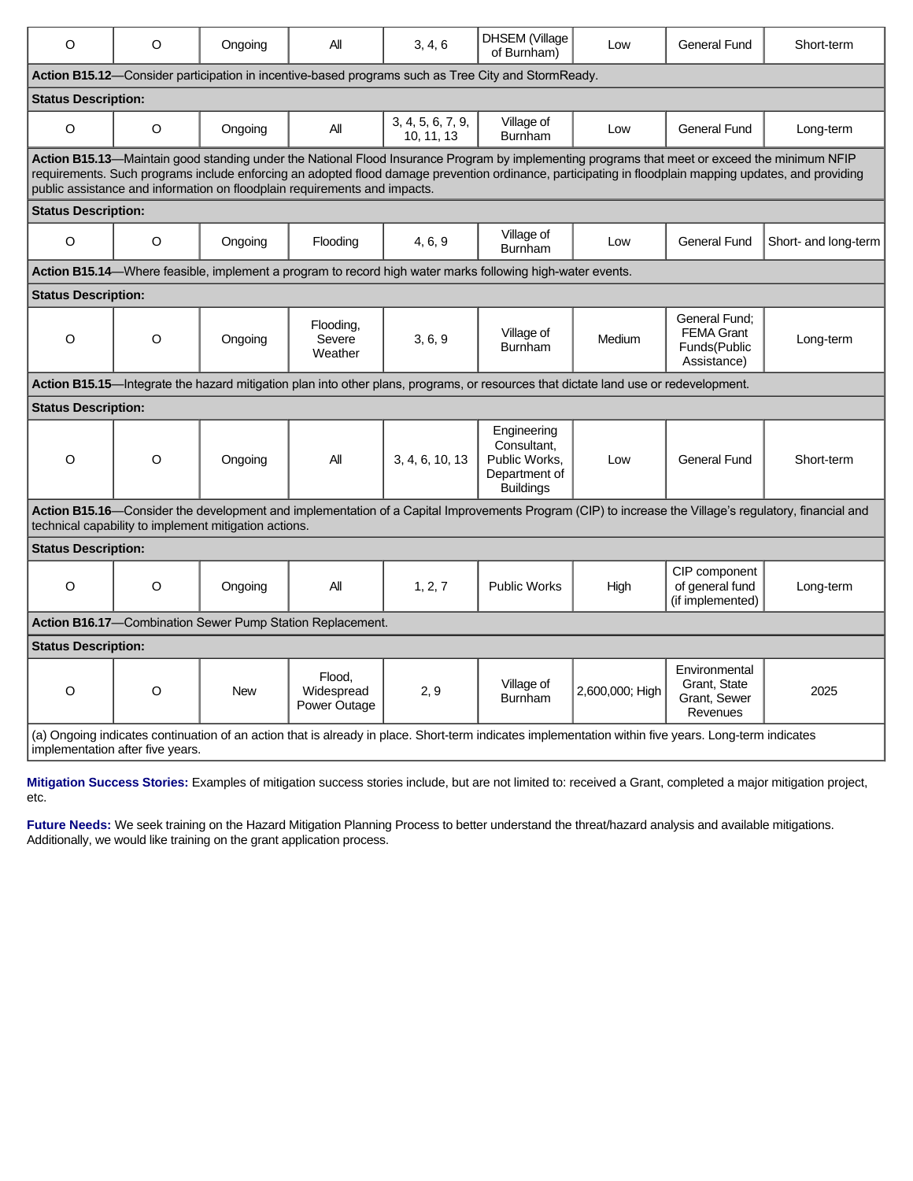| | | | | | | | | |
|---|---|---|---|---|---|---|---|---|
| O | O | Ongoing | All | 3, 4, 6 | DHSEM (Village of Burnham) | Low | General Fund | Short-term |
| **Action B15.12**—Consider participation in incentive-based programs such as Tree City and StormReady. | | | | | | | | |
| **Status Description:** | | | | | | | | |
| O | O | Ongoing | All | 3, 4, 5, 6, 7, 9, 10, 11, 13 | Village of Burnham | Low | General Fund | Long-term |
| **Action B15.13**—Maintain good standing under the National Flood Insurance Program by implementing programs that meet or exceed the minimum NFIP requirements. Such programs include enforcing an adopted flood damage prevention ordinance, participating in floodplain mapping updates, and providing public assistance and information on floodplain requirements and impacts. | | | | | | | | |
| **Status Description:** | | | | | | | | |
| O | O | Ongoing | Flooding | 4, 6, 9 | Village of Burnham | Low | General Fund | Short- and long-term |
| **Action B15.14**—Where feasible, implement a program to record high water marks following high-water events. | | | | | | | | |
| **Status Description:** | | | | | | | | |
| O | O | Ongoing | Flooding, Severe Weather | 3, 6, 9 | Village of Burnham | Medium | General Fund; FEMA Grant Funds(Public Assistance) | Long-term |
| **Action B15.15**—Integrate the hazard mitigation plan into other plans, programs, or resources that dictate land use or redevelopment. | | | | | | | | |
| **Status Description:** | | | | | | | | |
| O | O | Ongoing | All | 3, 4, 6, 10, 13 | Engineering Consultant, Public Works, Department of Buildings | Low | General Fund | Short-term |
| **Action B15.16**—Consider the development and implementation of a Capital Improvements Program (CIP) to increase the Village's regulatory, financial and technical capability to implement mitigation actions. | | | | | | | | |
| **Status Description:** | | | | | | | | |
| O | O | Ongoing | All | 1, 2, 7 | Public Works | High | CIP component of general fund (if implemented) | Long-term |
| **Action B16.17**—Combination Sewer Pump Station Replacement. | | | | | | | | |
| **Status Description:** | | | | | | | | |
| O | O | New | Flood, Widespread Power Outage | 2, 9 | Village of Burnham | 2,600,000; High | Environmental Grant, State Grant, Sewer Revenues | 2025 |
| (a) Ongoing indicates continuation of an action that is already in place. Short-term indicates implementation within five years. Long-term indicates implementation after five years. | | | | | | | | |

**Mitigation Success Stories:** Examples of mitigation success stories include, but are not limited to: received a Grant, completed a major mitigation project, etc.

**Future Needs:** We seek training on the Hazard Mitigation Planning Process to better understand the threat/hazard analysis and available mitigations. Additionally, we would like training on the grant application process.